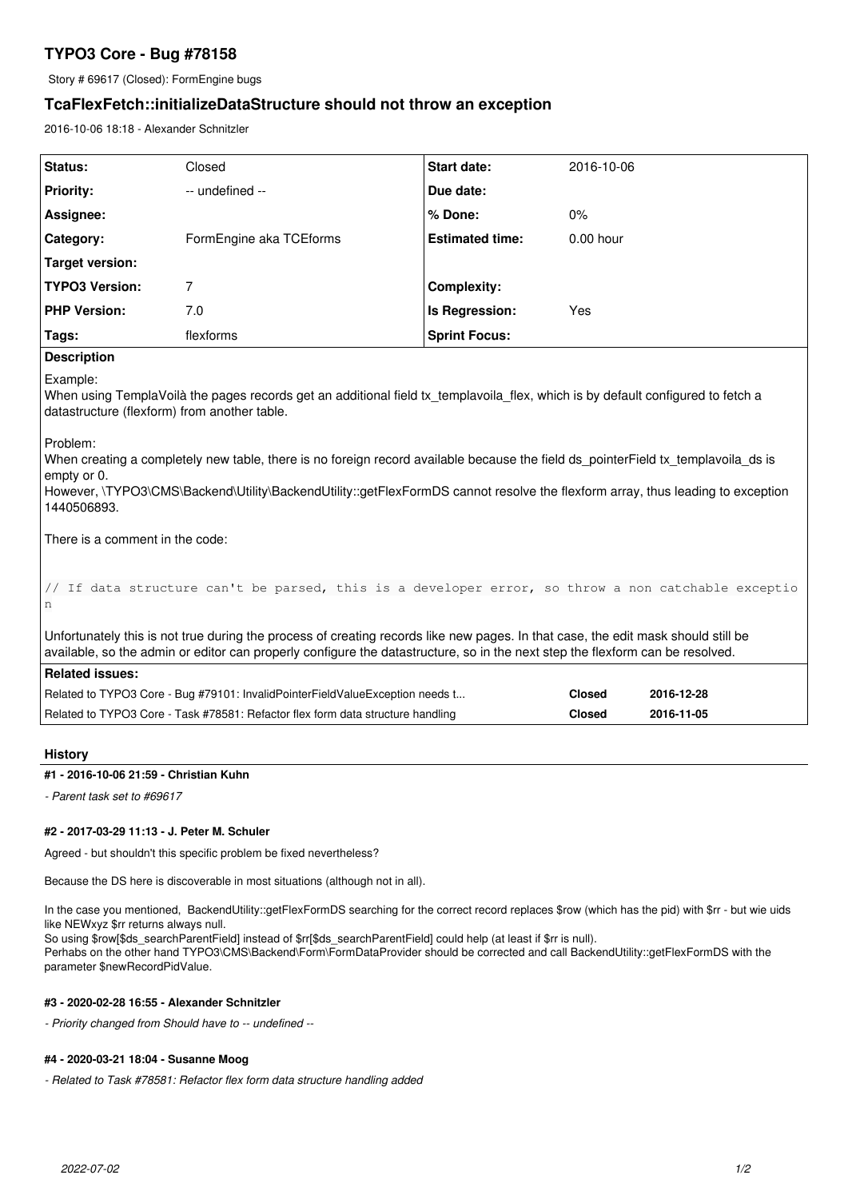# TYPO3 Core - Bug #78158

Story # 69617 (Closed): FormEngine bugs

## TcaFlexFetch::initializeDataStructure should not throw an exception

2016-10-06 18:18 - Alexander Schnitzler

| Status: | Closed | Start date: | 2016-10-06 |
|---|---|---|---|
| Priority: | -- undefined -- | Due date: | |
| Assignee: | | % Done: | 0% |
| Category: | FormEngine aka TCEforms | Estimated time: | 0.00 hour |
| Target version: | | | |
| TYPO3 Version: | 7 | Complexity: | |
| PHP Version: | 7.0 | Is Regression: | Yes |
| Tags: | flexforms | Sprint Focus: | |

**Description**

Example:
When using TemplaVoilà the pages records get an additional field tx_templavoila_flex, which is by default configured to fetch a datastructure (flexform) from another table.

Problem:
When creating a completely new table, there is no foreign record available because the field ds_pointerField tx_templavoila_ds is empty or 0.
However, \TYPO3\CMS\Backend\Utility\BackendUtility::getFlexFormDS cannot resolve the flexform array, thus leading to exception 1440506893.

There is a comment in the code:

```
// If data structure can't be parsed, this is a developer error, so throw a non catchable exception
```

Unfortunately this is not true during the process of creating records like new pages. In that case, the edit mask should still be available, so the admin or editor can properly configure the datastructure, so in the next step the flexform can be resolved.

**Related issues:**

| | | |
|---|---|---|
| Related to TYPO3 Core - Bug #79101: InvalidPointerFieldValueException needs t... | Closed | 2016-12-28 |
| Related to TYPO3 Core - Task #78581: Refactor flex form data structure handling | Closed | 2016-11-05 |

## History

### #1 - 2016-10-06 21:59 - Christian Kuhn

*- Parent task set to #69617*

### #2 - 2017-03-29 11:13 - J. Peter M. Schuler

Agreed - but shouldn't this specific problem be fixed nevertheless?

Because the DS here is discoverable in most situations (although not in all).

In the case you mentioned, BackendUtility::getFlexFormDS searching for the correct record replaces $row (which has the pid) with $rr - but wie uids like NEWxyz $rr returns always null.
So using $row[$ds_searchParentField] instead of $rr[$ds_searchParentField] could help (at least if $rr is null).
Perhabs on the other hand TYPO3\CMS\Backend\Form\FormDataProvider should be corrected and call BackendUtility::getFlexFormDS with the parameter $newRecordPidValue.

### #3 - 2020-02-28 16:55 - Alexander Schnitzler

*- Priority changed from Should have to -- undefined --*

### #4 - 2020-03-21 18:04 - Susanne Moog

*- Related to Task #78581: Refactor flex form data structure handling added*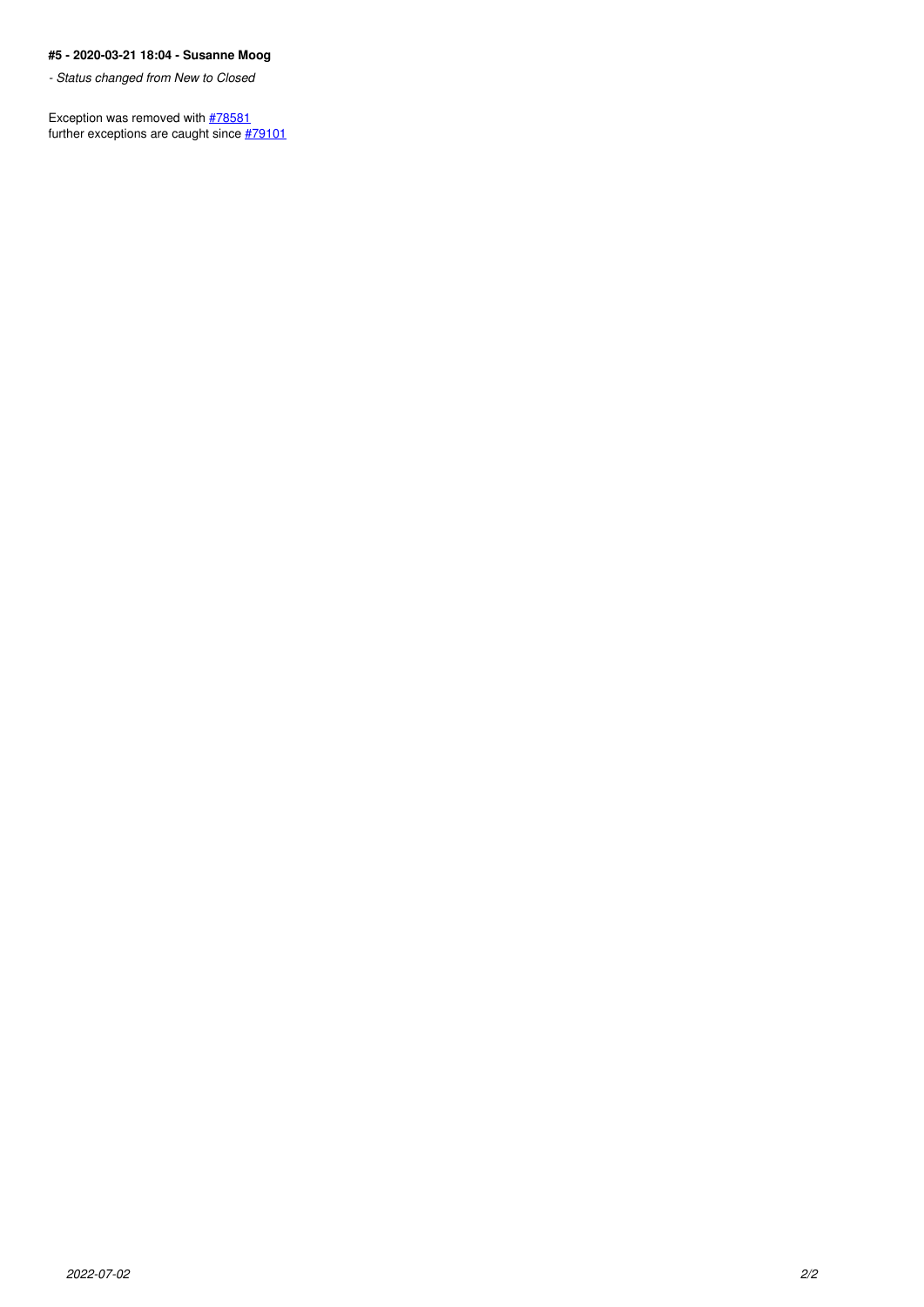#### #5 - 2020-03-21 18:04 - Susanne Moog

*- Status changed from New to Closed*

Exception was removed with #78581
further exceptions are caught since #79101